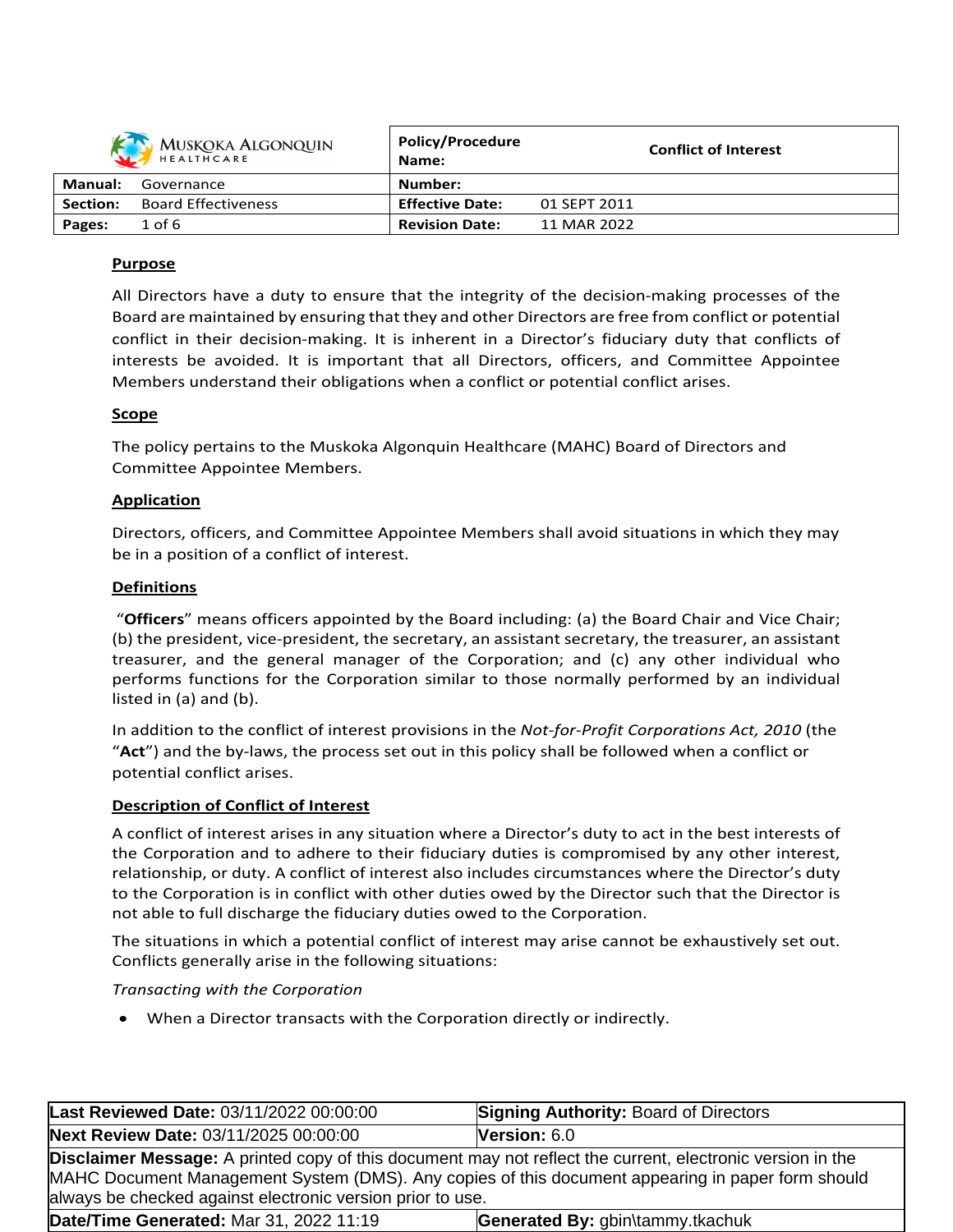| Muskoka Algonquin Healthcare | | Policy/Procedure Name: | Conflict of Interest |
|---|---|---|---|
| **Manual:** | Governance | **Number:** | |
| **Section:** | Board Effectiveness | **Effective Date:** | 01 SEPT 2011 |
| **Pages:** | 1 of 6 | **Revision Date:** | 11 MAR 2022 |

## Purpose

All Directors have a duty to ensure that the integrity of the decision-making processes of the Board are maintained by ensuring that they and other Directors are free from conflict or potential conflict in their decision-making. It is inherent in a Director's fiduciary duty that conflicts of interests be avoided. It is important that all Directors, officers, and Committee Appointee Members understand their obligations when a conflict or potential conflict arises.

## Scope

The policy pertains to the Muskoka Algonquin Healthcare (MAHC) Board of Directors and Committee Appointee Members.

## Application

Directors, officers, and Committee Appointee Members shall avoid situations in which they may be in a position of a conflict of interest.

## Definitions

"**Officers**" means officers appointed by the Board including: (a) the Board Chair and Vice Chair; (b) the president, vice-president, the secretary, an assistant secretary, the treasurer, an assistant treasurer, and the general manager of the Corporation; and (c) any other individual who performs functions for the Corporation similar to those normally performed by an individual listed in (a) and (b).

In addition to the conflict of interest provisions in the *Not-for-Profit Corporations Act, 2010* (the "**Act**") and the by-laws, the process set out in this policy shall be followed when a conflict or potential conflict arises.

## Description of Conflict of Interest

A conflict of interest arises in any situation where a Director's duty to act in the best interests of the Corporation and to adhere to their fiduciary duties is compromised by any other interest, relationship, or duty. A conflict of interest also includes circumstances where the Director's duty to the Corporation is in conflict with other duties owed by the Director such that the Director is not able to full discharge the fiduciary duties owed to the Corporation.

The situations in which a potential conflict of interest may arise cannot be exhaustively set out. Conflicts generally arise in the following situations:

*Transacting with the Corporation*

- When a Director transacts with the Corporation directly or indirectly.

| **Last Reviewed Date:** 03/11/2022 00:00:00 | **Signing Authority:** Board of Directors |
|---|---|
| **Next Review Date:** 03/11/2025 00:00:00 | **Version:** 6.0 |
| **Disclaimer Message:** A printed copy of this document may not reflect the current, electronic version in the MAHC Document Management System (DMS). Any copies of this document appearing in paper form should always be checked against electronic version prior to use. | |
| **Date/Time Generated:** Mar 31, 2022 11:19 | **Generated By:** gbin\tammy.tkachuk |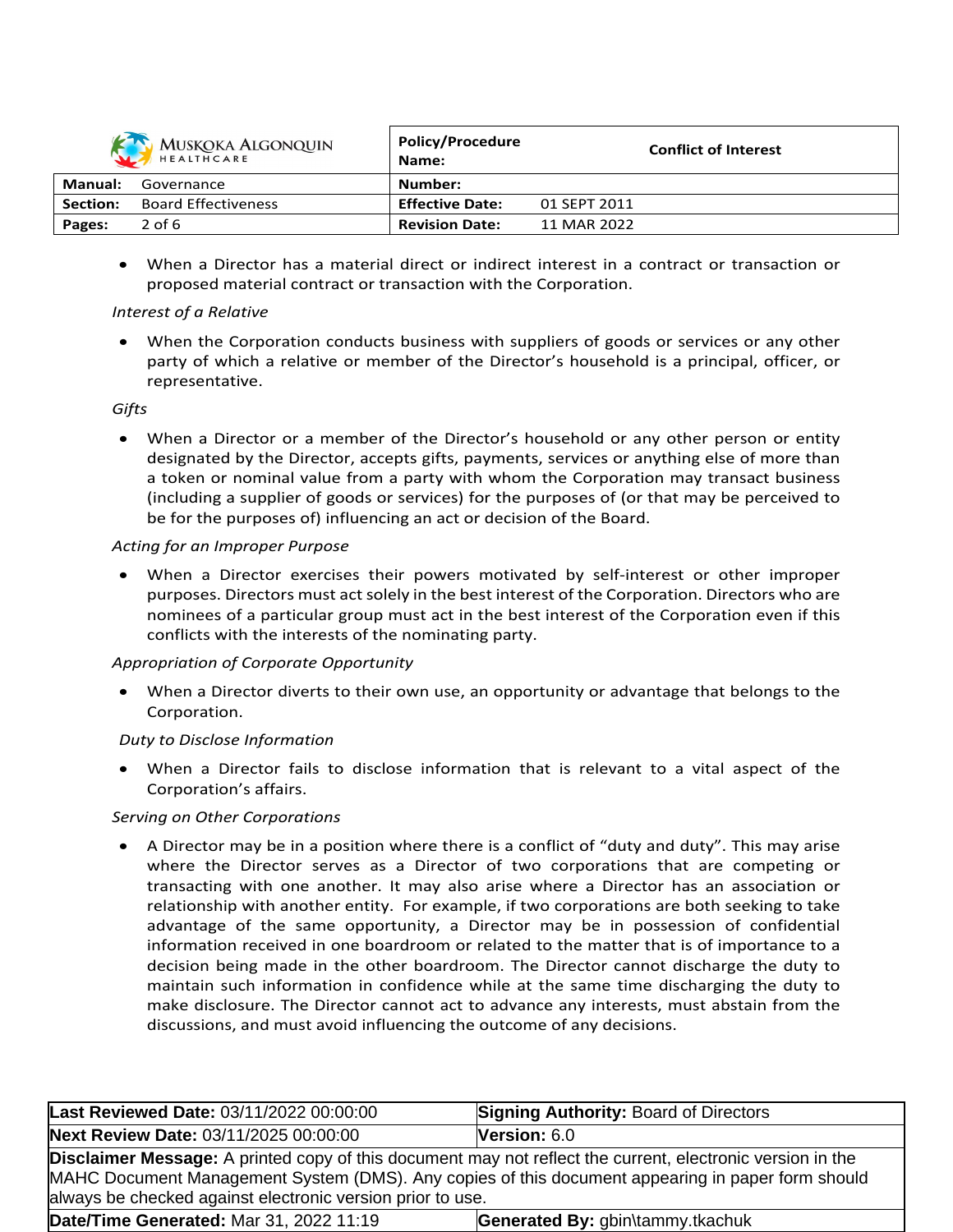- When a Director has a material direct or indirect interest in a contract or transaction or proposed material contract or transaction with the Corporation.

*Interest of a Relative*

- When the Corporation conducts business with suppliers of goods or services or any other party of which a relative or member of the Director's household is a principal, officer, or representative.

*Gifts*

- When a Director or a member of the Director's household or any other person or entity designated by the Director, accepts gifts, payments, services or anything else of more than a token or nominal value from a party with whom the Corporation may transact business (including a supplier of goods or services) for the purposes of (or that may be perceived to be for the purposes of) influencing an act or decision of the Board.

*Acting for an Improper Purpose*

- When a Director exercises their powers motivated by self-interest or other improper purposes. Directors must act solely in the best interest of the Corporation. Directors who are nominees of a particular group must act in the best interest of the Corporation even if this conflicts with the interests of the nominating party.

*Appropriation of Corporate Opportunity*

- When a Director diverts to their own use, an opportunity or advantage that belongs to the Corporation.

*Duty to Disclose Information*

- When a Director fails to disclose information that is relevant to a vital aspect of the Corporation's affairs.

*Serving on Other Corporations*

- A Director may be in a position where there is a conflict of "duty and duty". This may arise where the Director serves as a Director of two corporations that are competing or transacting with one another. It may also arise where a Director has an association or relationship with another entity. For example, if two corporations are both seeking to take advantage of the same opportunity, a Director may be in possession of confidential information received in one boardroom or related to the matter that is of importance to a decision being made in the other boardroom. The Director cannot discharge the duty to maintain such information in confidence while at the same time discharging the duty to make disclosure. The Director cannot act to advance any interests, must abstain from the discussions, and must avoid influencing the outcome of any decisions.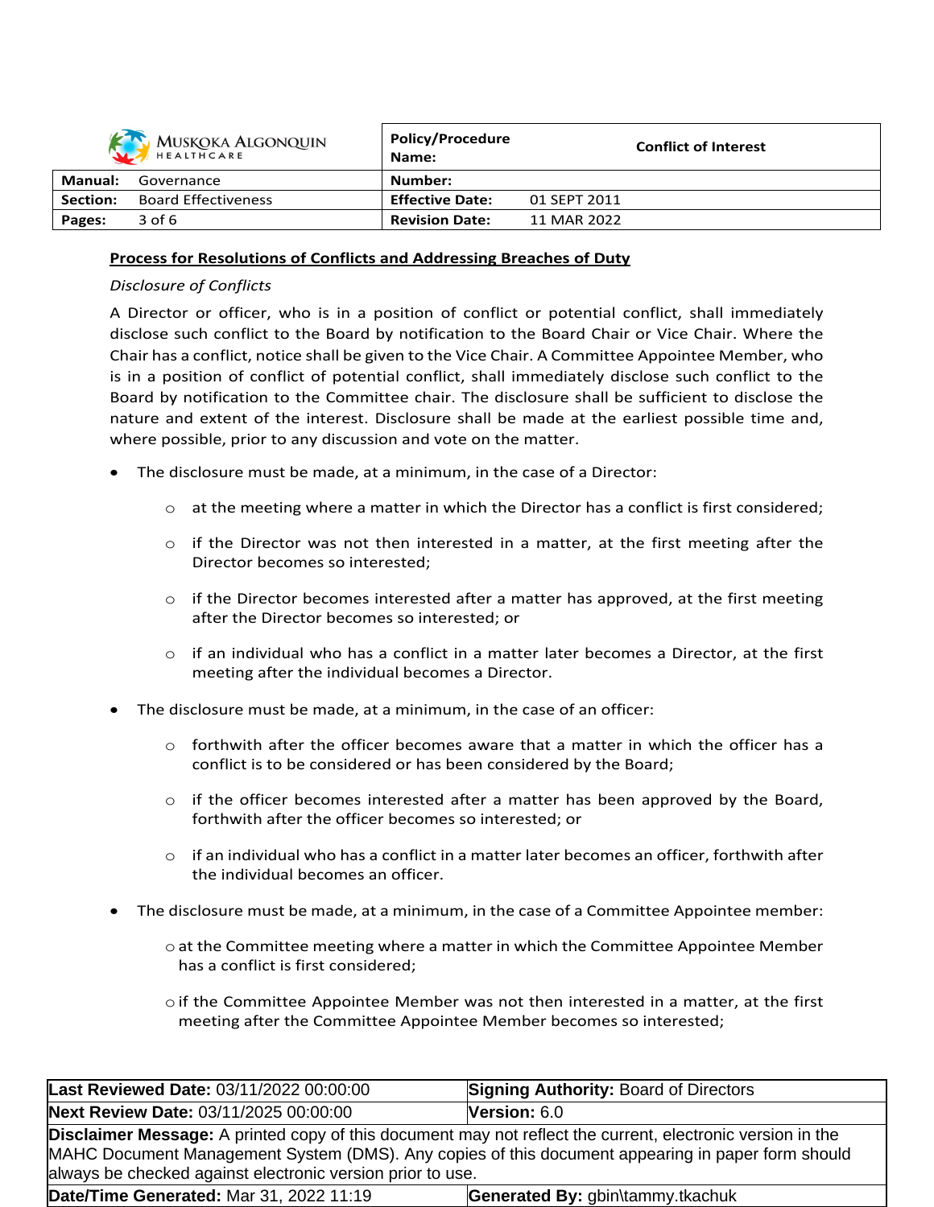**Process for Resolutions of Conflicts and Addressing Breaches of Duty**

*Disclosure of Conflicts*

A Director or officer, who is in a position of conflict or potential conflict, shall immediately disclose such conflict to the Board by notification to the Board Chair or Vice Chair. Where the Chair has a conflict, notice shall be given to the Vice Chair. A Committee Appointee Member, who is in a position of conflict of potential conflict, shall immediately disclose such conflict to the Board by notification to the Committee chair. The disclosure shall be sufficient to disclose the nature and extent of the interest. Disclosure shall be made at the earliest possible time and, where possible, prior to any discussion and vote on the matter.

- The disclosure must be made, at a minimum, in the case of a Director:
  - at the meeting where a matter in which the Director has a conflict is first considered;
  - if the Director was not then interested in a matter, at the first meeting after the Director becomes so interested;
  - if the Director becomes interested after a matter has approved, at the first meeting after the Director becomes so interested; or
  - if an individual who has a conflict in a matter later becomes a Director, at the first meeting after the individual becomes a Director.
- The disclosure must be made, at a minimum, in the case of an officer:
  - forthwith after the officer becomes aware that a matter in which the officer has a conflict is to be considered or has been considered by the Board;
  - if the officer becomes interested after a matter has been approved by the Board, forthwith after the officer becomes so interested; or
  - if an individual who has a conflict in a matter later becomes an officer, forthwith after the individual becomes an officer.
- The disclosure must be made, at a minimum, in the case of a Committee Appointee member:
  - at the Committee meeting where a matter in which the Committee Appointee Member has a conflict is first considered;
  - if the Committee Appointee Member was not then interested in a matter, at the first meeting after the Committee Appointee Member becomes so interested;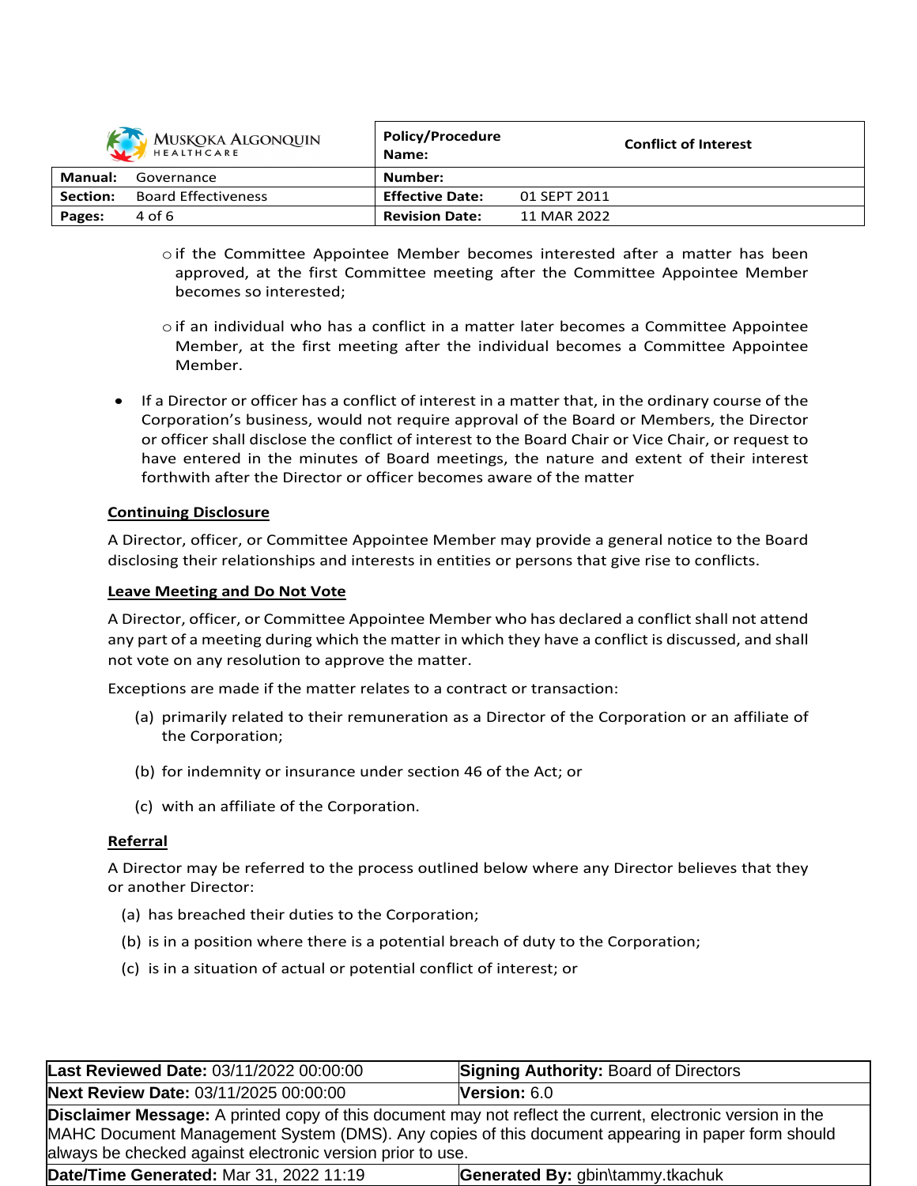- if the Committee Appointee Member becomes interested after a matter has been approved, at the first Committee meeting after the Committee Appointee Member becomes so interested;
- if an individual who has a conflict in a matter later becomes a Committee Appointee Member, at the first meeting after the individual becomes a Committee Appointee Member.

- If a Director or officer has a conflict of interest in a matter that, in the ordinary course of the Corporation's business, would not require approval of the Board or Members, the Director or officer shall disclose the conflict of interest to the Board Chair or Vice Chair, or request to have entered in the minutes of Board meetings, the nature and extent of their interest forthwith after the Director or officer becomes aware of the matter

**Continuing Disclosure**

A Director, officer, or Committee Appointee Member may provide a general notice to the Board disclosing their relationships and interests in entities or persons that give rise to conflicts.

**Leave Meeting and Do Not Vote**

A Director, officer, or Committee Appointee Member who has declared a conflict shall not attend any part of a meeting during which the matter in which they have a conflict is discussed, and shall not vote on any resolution to approve the matter.

Exceptions are made if the matter relates to a contract or transaction:

(a) primarily related to their remuneration as a Director of the Corporation or an affiliate of the Corporation;

(b) for indemnity or insurance under section 46 of the Act; or

(c) with an affiliate of the Corporation.

**Referral**

A Director may be referred to the process outlined below where any Director believes that they or another Director:

(a) has breached their duties to the Corporation;

(b) is in a position where there is a potential breach of duty to the Corporation;

(c) is in a situation of actual or potential conflict of interest; or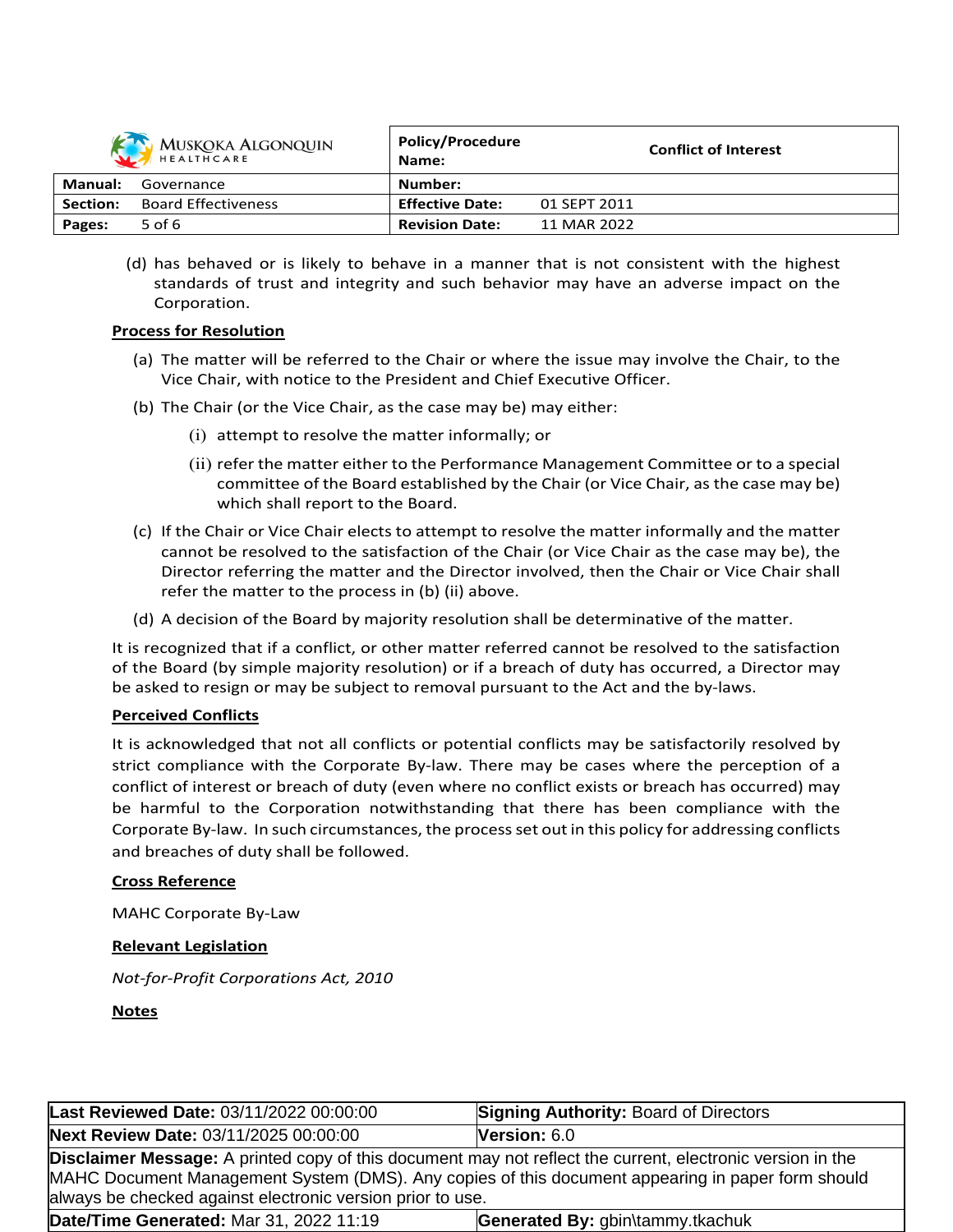(d) has behaved or is likely to behave in a manner that is not consistent with the highest standards of trust and integrity and such behavior may have an adverse impact on the Corporation.

**Process for Resolution**

(a) The matter will be referred to the Chair or where the issue may involve the Chair, to the Vice Chair, with notice to the President and Chief Executive Officer.

(b) The Chair (or the Vice Chair, as the case may be) may either:

  (i) attempt to resolve the matter informally; or

  (ii) refer the matter either to the Performance Management Committee or to a special committee of the Board established by the Chair (or Vice Chair, as the case may be) which shall report to the Board.

(c) If the Chair or Vice Chair elects to attempt to resolve the matter informally and the matter cannot be resolved to the satisfaction of the Chair (or Vice Chair as the case may be), the Director referring the matter and the Director involved, then the Chair or Vice Chair shall refer the matter to the process in (b) (ii) above.

(d) A decision of the Board by majority resolution shall be determinative of the matter.

It is recognized that if a conflict, or other matter referred cannot be resolved to the satisfaction of the Board (by simple majority resolution) or if a breach of duty has occurred, a Director may be asked to resign or may be subject to removal pursuant to the Act and the by-laws.

**Perceived Conflicts**

It is acknowledged that not all conflicts or potential conflicts may be satisfactorily resolved by strict compliance with the Corporate By-law. There may be cases where the perception of a conflict of interest or breach of duty (even where no conflict exists or breach has occurred) may be harmful to the Corporation notwithstanding that there has been compliance with the Corporate By-law. In such circumstances, the process set out in this policy for addressing conflicts and breaches of duty shall be followed.

**Cross Reference**

MAHC Corporate By-Law

**Relevant Legislation**

*Not-for-Profit Corporations Act, 2010*

**Notes**

| **Last Reviewed Date:** 03/11/2022 00:00:00 | **Signing Authority:** Board of Directors |
| --- | --- |
| **Next Review Date:** 03/11/2025 00:00:00 | **Version:** 6.0 |
| **Disclaimer Message:** A printed copy of this document may not reflect the current, electronic version in the MAHC Document Management System (DMS). Any copies of this document appearing in paper form should always be checked against electronic version prior to use. | |
| **Date/Time Generated:** Mar 31, 2022 11:19 | **Generated By:** gbin\tammy.tkachuk |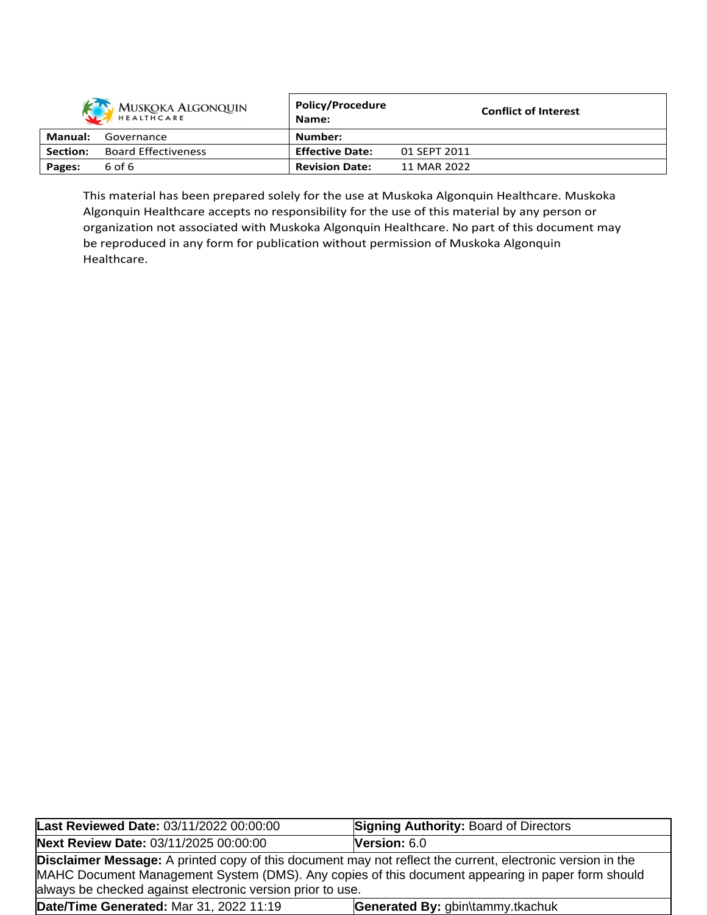This material has been prepared solely for the use at Muskoka Algonquin Healthcare. Muskoka Algonquin Healthcare accepts no responsibility for the use of this material by any person or organization not associated with Muskoka Algonquin Healthcare. No part of this document may be reproduced in any form for publication without permission of Muskoka Algonquin Healthcare.

| | |
|---|---|
| **Last Reviewed Date:** 03/11/2022 00:00:00 | **Signing Authority:** Board of Directors |
| **Next Review Date:** 03/11/2025 00:00:00 | **Version:** 6.0 |
| **Disclaimer Message:** A printed copy of this document may not reflect the current, electronic version in the MAHC Document Management System (DMS). Any copies of this document appearing in paper form should always be checked against electronic version prior to use. | |
| **Date/Time Generated:** Mar 31, 2022 11:19 | **Generated By:** gbin\tammy.tkachuk |